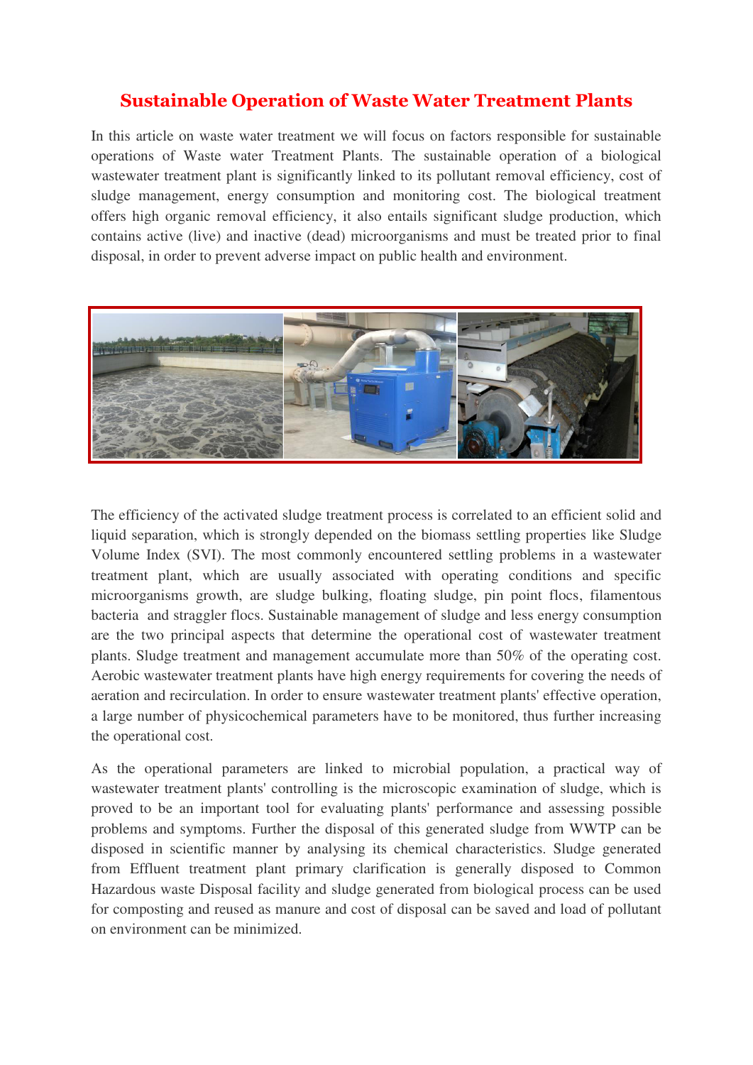# Sustainable Operation of Waste Water Treatment Plants

In this article on waste water treatment we will focus on factors responsible for sustainable operations of Waste water Treatment Plants. The sustainable operation of a biological wastewater treatment plant is significantly linked to its pollutant removal efficiency, cost of sludge management, energy consumption and monitoring cost. The biological treatment offers high organic removal efficiency, it also entails significant sludge production, which contains active (live) and inactive (dead) microorganisms and must be treated prior to final disposal, in order to prevent adverse impact on public health and environment.

The efficiency of the activated sludge treatment process is correlated to an efficient solid and liquid separation, which is strongly depended on the biomass settling properties like Sludge Volume Index (SVI). The most commonly encountered settling problems in a wastewater treatment plant, which are usually associated with operating conditions and specific microorganisms growth, are sludge bulking, floating sludge, pin point flocs, filamentous bacteria and straggler flocs. Sustainable management of sludge and less energy consumption are the two principal aspects that determine the operational cost of wastewater treatment plants. Sludge treatment and management accumulate more than 50% of the operating cost. Aerobic wastewater treatment plants have high energy requirements for covering the needs of aeration and recirculation. In order to ensure wastewater treatment plants' effective operation, a large number of physicochemical parameters have to be monitored, thus further increasing the operational cost.

As the operational parameters are linked to microbial population, a practical way of wastewater treatment plants' controlling is the microscopic examination of sludge, which is proved to be an important tool for evaluating plants' performance and assessing possible problems and symptoms. Further the disposal of this generated sludge from WWTP can be disposed in scientific manner by analysing its chemical characteristics. Sludge generated from Effluent treatment plant primary clarification is generally disposed to Common Hazardous waste Disposal facility and sludge generated from biological process can be used for composting and reused as manure and cost of disposal can be saved and load of pollutant on environment can be minimized.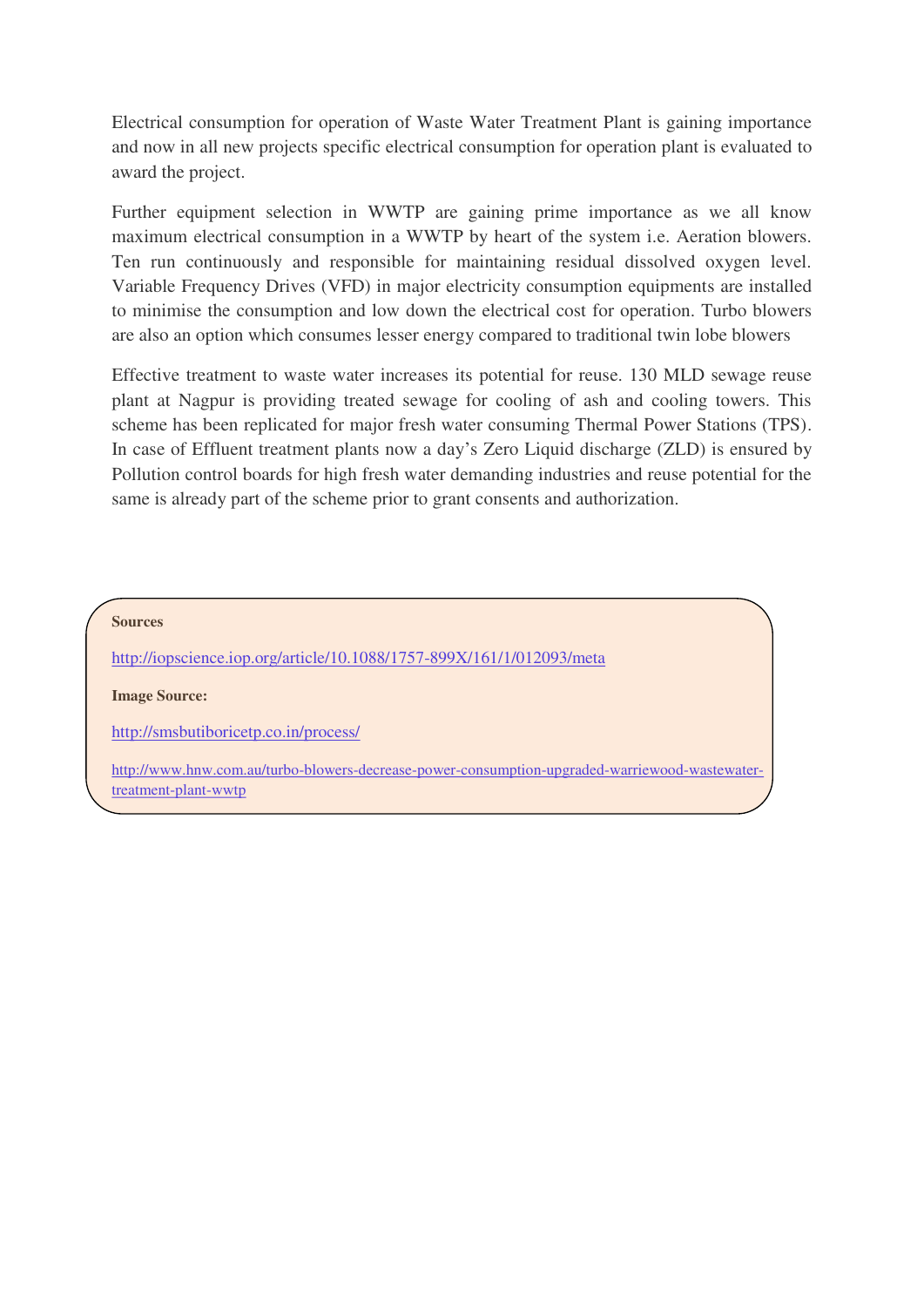Electrical consumption for operation of Waste Water Treatment Plant is gaining importance and now in all new projects specific electrical consumption for operation plant is evaluated to award the project.

Further equipment selection in WWTP are gaining prime importance as we all know maximum electrical consumption in a WWTP by heart of the system i.e. Aeration blowers. Ten run continuously and responsible for maintaining residual dissolved oxygen level. Variable Frequency Drives (VFD) in major electricity consumption equipments are installed to minimise the consumption and low down the electrical cost for operation. Turbo blowers are also an option which consumes lesser energy compared to traditional twin lobe blowers

Effective treatment to waste water increases its potential for reuse. 130 MLD sewage reuse plant at Nagpur is providing treated sewage for cooling of ash and cooling towers. This scheme has been replicated for major fresh water consuming Thermal Power Stations (TPS). In case of Effluent treatment plants now a day's Zero Liquid discharge (ZLD) is ensured by Pollution control boards for high fresh water demanding industries and reuse potential for the same is already part of the scheme prior to grant consents and authorization.

**Sources**

http://iopscience.iop.org/article/10.1088/1757-899X/161/1/012093/meta

**Image Source:**

http://smsbutiboricetp.co.in/process/

http://www.hnw.com.au/turbo-blowers-decrease-power-consumption-upgraded-warriewood-wastewater-treatment-plant-wwtp